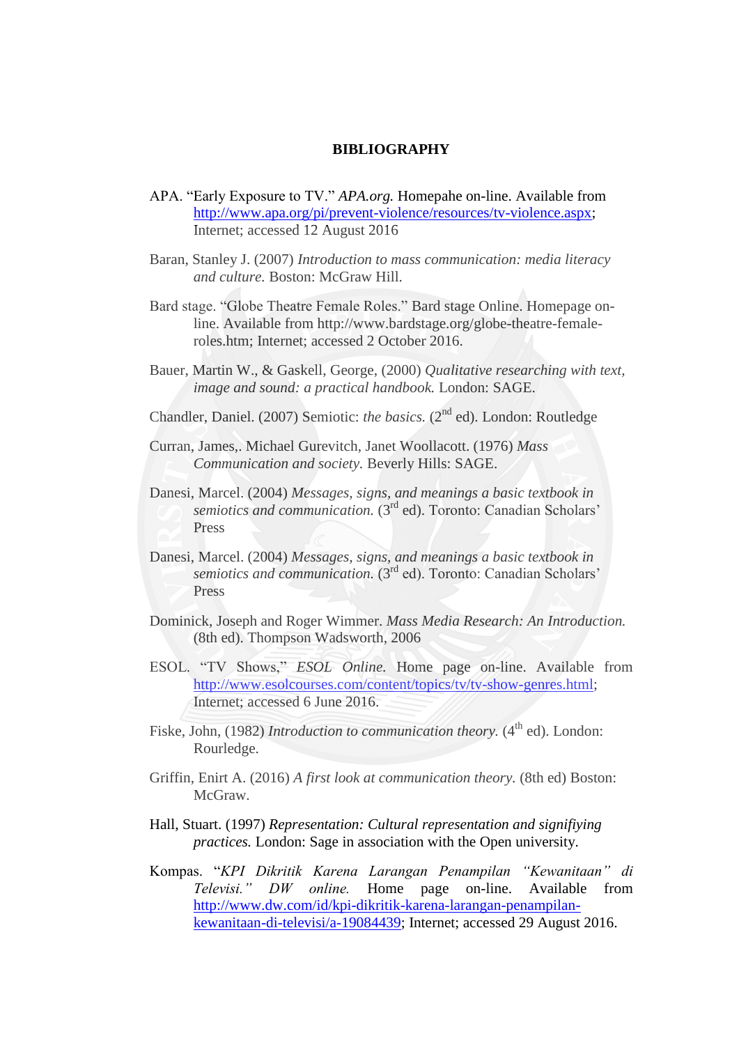# BIBLIOGRAPHY

APA. "Early Exposure to TV." *APA.org.* Homepahe on-line. Available from http://www.apa.org/pi/prevent-violence/resources/tv-violence.aspx; Internet; accessed 12 August 2016

Baran, Stanley J. (2007) *Introduction to mass communication: media literacy and culture.* Boston: McGraw Hill.

Bard stage. "Globe Theatre Female Roles." Bard stage Online. Homepage on-line. Available from http://www.bardstage.org/globe-theatre-female-roles.htm; Internet; accessed 2 October 2016.

Bauer, Martin W., & Gaskell, George, (2000) *Qualitative researching with text, image and sound: a practical handbook.* London: SAGE.

Chandler, Daniel. (2007) Semiotic: *the basics.* (2nd ed). London: Routledge

Curran, James,. Michael Gurevitch, Janet Woollacott. (1976) *Mass Communication and society.* Beverly Hills: SAGE.

Danesi, Marcel. (2004) *Messages, signs, and meanings a basic textbook in semiotics and communication.* (3rd ed). Toronto: Canadian Scholars' Press

Danesi, Marcel. (2004) *Messages, signs, and meanings a basic textbook in semiotics and communication.* (3rd ed). Toronto: Canadian Scholars' Press

Dominick, Joseph and Roger Wimmer. *Mass Media Research: An Introduction.* (8th ed). Thompson Wadsworth, 2006

ESOL. "TV Shows," *ESOL Online.* Home page on-line. Available from http://www.esolcourses.com/content/topics/tv/tv-show-genres.html; Internet; accessed 6 June 2016.

Fiske, John, (1982) *Introduction to communication theory.* (4th ed). London: Rourledge.

Griffin, Enirt A. (2016) *A first look at communication theory.* (8th ed) Boston: McGraw.

Hall, Stuart. (1997) *Representation: Cultural representation and signifiying practices.* London: Sage in association with the Open university.

Kompas. "*KPI Dikritik Karena Larangan Penampilan "Kewanitaan" di Televisi." DW online.* Home page on-line. Available from http://www.dw.com/id/kpi-dikritik-karena-larangan-penampilan-kewanitaan-di-televisi/a-19084439; Internet; accessed 29 August 2016.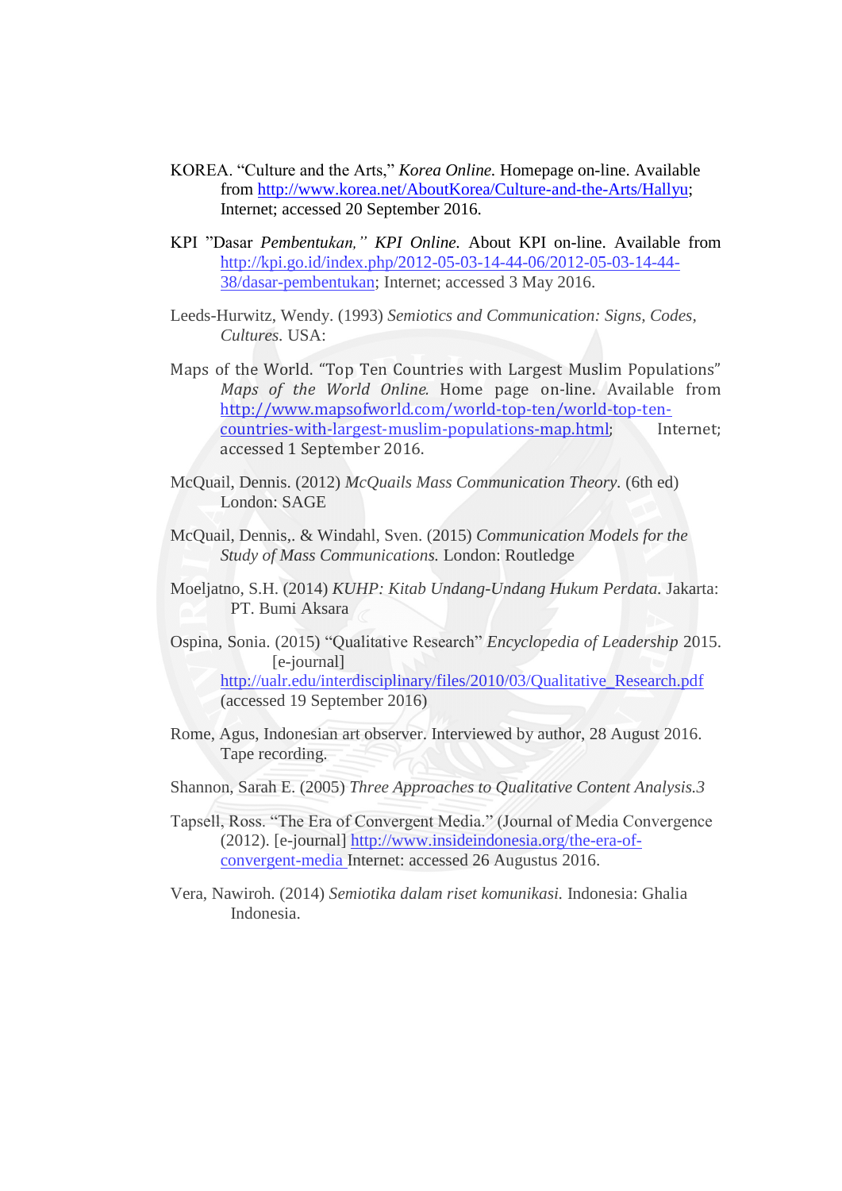KOREA. “Culture and the Arts,” *Korea Online.* Homepage on-line. Available from http://www.korea.net/AboutKorea/Culture-and-the-Arts/Hallyu; Internet; accessed 20 September 2016.

KPI ”Dasar *Pembentukan,” KPI Online.* About KPI on-line. Available from http://kpi.go.id/index.php/2012-05-03-14-44-06/2012-05-03-14-44-38/dasar-pembentukan; Internet; accessed 3 May 2016.

Leeds-Hurwitz, Wendy. (1993) *Semiotics and Communication: Signs, Codes, Cultures.* USA:

Maps of the World. “Top Ten Countries with Largest Muslim Populations” *Maps of the World Online.* Home page on-line. Available from http://www.mapsofworld.com/world-top-ten/world-top-ten-countries-with-largest-muslim-populations-map.html; Internet; accessed 1 September 2016.

McQuail, Dennis. (2012) *McQuails Mass Communication Theory.* (6th ed) London: SAGE

McQuail, Dennis,. & Windahl, Sven. (2015) *Communication Models for the Study of Mass Communications.* London: Routledge

Moeljatno, S.H. (2014) *KUHP: Kitab Undang-Undang Hukum Perdata.* Jakarta: PT. Bumi Aksara

Ospina, Sonia. (2015) “Qualitative Research” *Encyclopedia of Leadership* 2015. [e-journal] http://ualr.edu/interdisciplinary/files/2010/03/Qualitative_Research.pdf (accessed 19 September 2016)

Rome, Agus, Indonesian art observer. Interviewed by author, 28 August 2016. Tape recording.

Shannon, Sarah E. (2005) *Three Approaches to Qualitative Content Analysis.3*

Tapsell, Ross. “The Era of Convergent Media.” (Journal of Media Convergence (2012). [e-journal] http://www.insideindonesia.org/the-era-of-convergent-media Internet: accessed 26 Augustus 2016.

Vera, Nawiroh. (2014) *Semiotika dalam riset komunikasi.* Indonesia: Ghalia Indonesia.